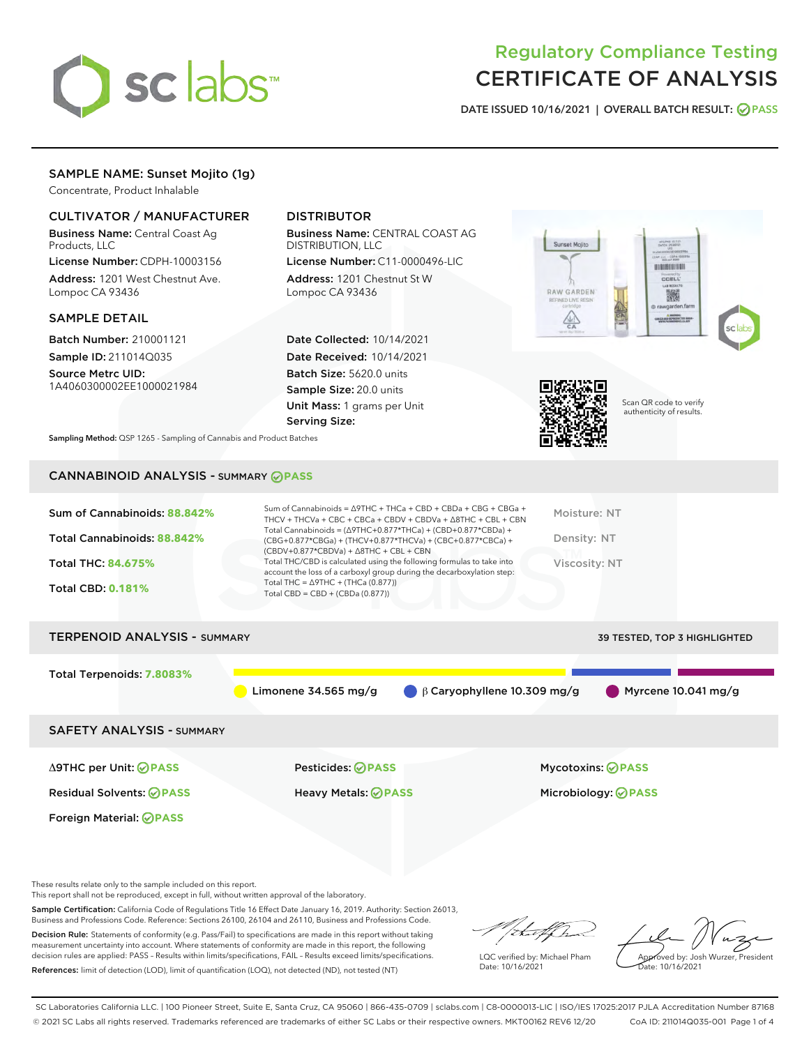# Regulatory Compliance Testing
# CERTIFICATE OF ANALYSIS

DATE ISSUED 10/16/2021 | OVERALL BATCH RESULT: PASS

## SAMPLE NAME: Sunset Mojito (1g)

Concentrate, Product Inhalable

### CULTIVATOR / MANUFACTURER

**Business Name:** Central Coast Ag Products, LLC

**License Number:** CDPH-10003156

**Address:** 1201 West Chestnut Ave. Lompoc CA 93436

### DISTRIBUTOR

**Business Name:** CENTRAL COAST AG DISTRIBUTION, LLC

**License Number:** C11-0000496-LIC

**Address:** 1201 Chestnut St W Lompoc CA 93436

### SAMPLE DETAIL

**Batch Number:** 210001121

**Sample ID:** 211014Q035

**Source Metrc UID:** 1A4060300002EE1000021984

**Date Collected:** 10/14/2021

**Date Received:** 10/14/2021

**Batch Size:** 5620.0 units

**Sample Size:** 20.0 units

**Unit Mass:** 1 grams per Unit

**Serving Size:**

Scan QR code to verify authenticity of results.

**Sampling Method:** QSP 1265 - Sampling of Cannabis and Product Batches

## CANNABINOID ANALYSIS - SUMMARY PASS

**Sum of Cannabinoids:** 88.842%

**Total Cannabinoids:** 88.842%

**Total THC:** 84.675%

**Total CBD:** 0.181%

Sum of Cannabinoids = Δ9THC + THCa + CBD + CBDa + CBG + CBGa + THCV + THCVa + CBC + CBCa + CBDV + CBDVa + Δ8THC + CBL + CBN

Total Cannabinoids = (Δ9THC+0.877*THCa) + (CBD+0.877*CBDa) + (CBG+0.877*CBGa) + (THCV+0.877*THCVa) + (CBC+0.877*CBCa) + (CBDV+0.877*CBDVa) + Δ8THC + CBL + CBN

Total THC/CBD is calculated using the following formulas to take into account the loss of a carboxyl group during the decarboxylation step:

Total THC = Δ9THC + (THCa (0.877))

Total CBD = CBD + (CBDa (0.877))

Moisture: NT

Density: NT

Viscosity: NT

## TERPENOID ANALYSIS - SUMMARY

39 TESTED, TOP 3 HIGHLIGHTED

**Total Terpenoids:** 7.8083%

Limonene 34.565 mg/g | β Caryophyllene 10.309 mg/g | Myrcene 10.041 mg/g

## SAFETY ANALYSIS - SUMMARY

| | | |
|---|---|---|
| Δ9THC per Unit: PASS | Pesticides: PASS | Mycotoxins: PASS |
| Residual Solvents: PASS | Heavy Metals: PASS | Microbiology: PASS |
| Foreign Material: PASS | | |

These results relate only to the sample included on this report.
This report shall not be reproduced, except in full, without written approval of the laboratory.

**Sample Certification:** California Code of Regulations Title 16 Effect Date January 16, 2019. Authority: Section 26013, Business and Professions Code. Reference: Sections 26100, 26104 and 26110, Business and Professions Code.

**Decision Rule:** Statements of conformity (e.g. Pass/Fail) to specifications are made in this report without taking measurement uncertainty into account. Where statements of conformity are made in this report, the following decision rules are applied: PASS – Results within limits/specifications, FAIL – Results exceed limits/specifications.

**References:** limit of detection (LOD), limit of quantification (LOQ), not detected (ND), not tested (NT)

LQC verified by: Michael Pham
Date: 10/16/2021

Approved by: Josh Wurzer, President
Date: 10/16/2021

SC Laboratories California LLC. | 100 Pioneer Street, Suite E, Santa Cruz, CA 95060 | 866-435-0709 | sclabs.com | C8-0000013-LIC | ISO/IES 17025:2017 PJLA Accreditation Number 87168
© 2021 SC Labs all rights reserved. Trademarks referenced are trademarks of either SC Labs or their respective owners. MKT00162 REV6 12/20 CoA ID: 211014Q035-001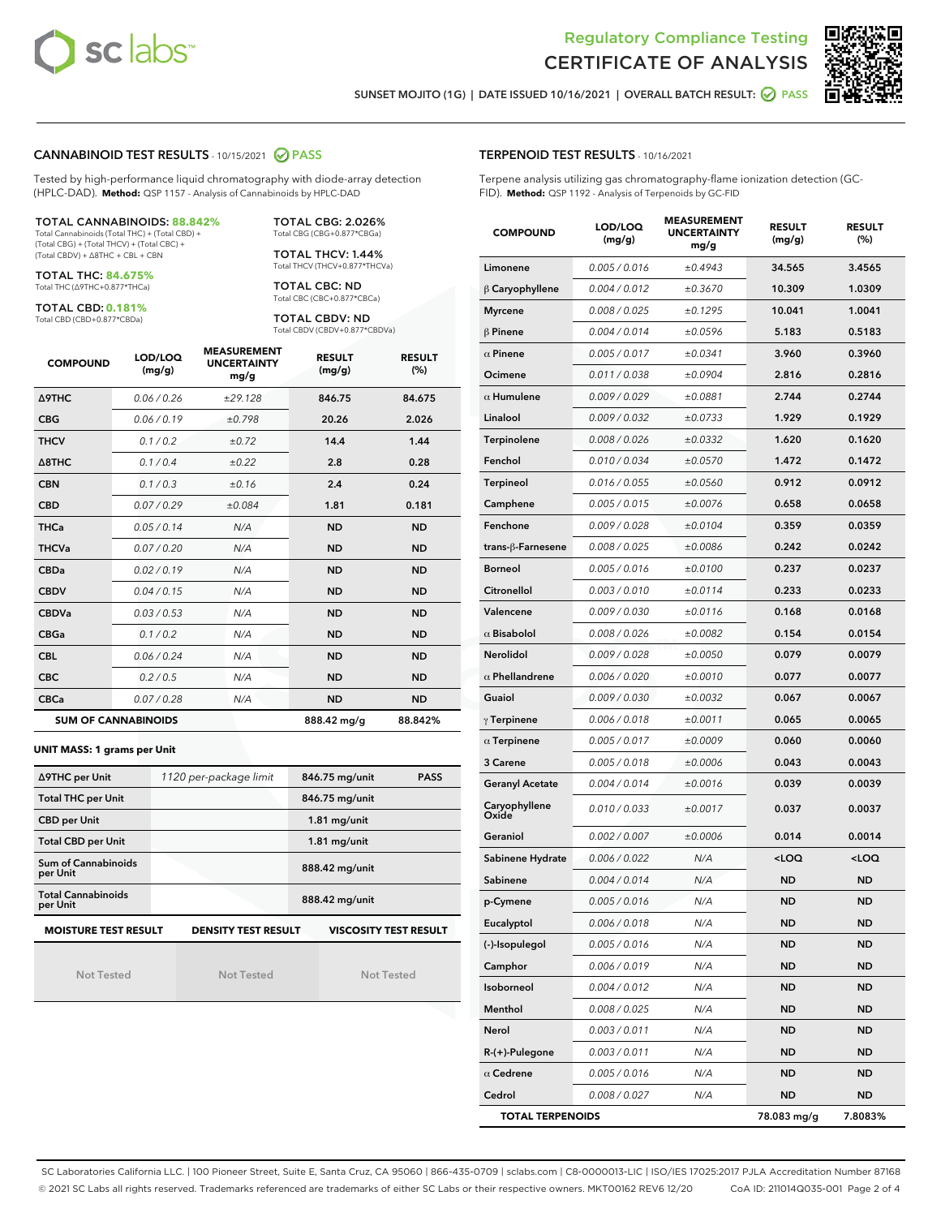Regulatory Compliance Testing

# CERTIFICATE OF ANALYSIS

SUNSET MOJITO (1G) | DATE ISSUED 10/16/2021 | OVERALL BATCH RESULT: PASS

## CANNABINOID TEST RESULTS - 10/15/2021 PASS

Tested by high-performance liquid chromatography with diode-array detection (HPLC-DAD). **Method:** QSP 1157 - Analysis of Cannabinoids by HPLC-DAD

**TOTAL CANNABINOIDS: 88.842%**
Total Cannabinoids (Total THC) + (Total CBD) + (Total CBG) + (Total THCV) + (Total CBC) + (Total CBDV) + Δ8THC + CBL + CBN

**TOTAL THC: 84.675%**
Total THC (Δ9THC+0.877*THCa)

**TOTAL CBD: 0.181%**
Total CBD (CBD+0.877*CBDa)

**TOTAL CBG: 2.026%**
Total CBG (CBG+0.877*CBGa)

**TOTAL THCV: 1.44%**
Total THCV (THCV+0.877*THCVa)

**TOTAL CBC: ND**
Total CBC (CBC+0.877*CBCa)

**TOTAL CBDV: ND**
Total CBDV (CBDV+0.877*CBDVa)

| COMPOUND | LOD/LOQ (mg/g) | MEASUREMENT UNCERTAINTY mg/g | RESULT (mg/g) | RESULT (%) |
|---|---|---|---|---|
| Δ9THC | 0.06 / 0.26 | ±29.128 | 846.75 | 84.675 |
| CBG | 0.06 / 0.19 | ±0.798 | 20.26 | 2.026 |
| THCV | 0.1 / 0.2 | ±0.72 | 14.4 | 1.44 |
| Δ8THC | 0.1 / 0.4 | ±0.22 | 2.8 | 0.28 |
| CBN | 0.1 / 0.3 | ±0.16 | 2.4 | 0.24 |
| CBD | 0.07 / 0.29 | ±0.084 | 1.81 | 0.181 |
| THCa | 0.05 / 0.14 | N/A | ND | ND |
| THCVa | 0.07 / 0.20 | N/A | ND | ND |
| CBDa | 0.02 / 0.19 | N/A | ND | ND |
| CBDV | 0.04 / 0.15 | N/A | ND | ND |
| CBDVa | 0.03 / 0.53 | N/A | ND | ND |
| CBGa | 0.1 / 0.2 | N/A | ND | ND |
| CBL | 0.06 / 0.24 | N/A | ND | ND |
| CBC | 0.2 / 0.5 | N/A | ND | ND |
| CBCa | 0.07 / 0.28 | N/A | ND | ND |
| **SUM OF CANNABINOIDS** | | | 888.42 mg/g | 88.842% |

**UNIT MASS: 1 grams per Unit**

| Δ9THC per Unit | 1120 per-package limit | 846.75 mg/unit | PASS |
|---|---|---|---|
| Total THC per Unit | | 846.75 mg/unit | |
| CBD per Unit | | 1.81 mg/unit | |
| Total CBD per Unit | | 1.81 mg/unit | |
| Sum of Cannabinoids per Unit | | 888.42 mg/unit | |
| Total Cannabinoids per Unit | | 888.42 mg/unit | |

| MOISTURE TEST RESULT | DENSITY TEST RESULT | VISCOSITY TEST RESULT |
|---|---|---|
| Not Tested | Not Tested | Not Tested |

## TERPENOID TEST RESULTS - 10/16/2021

Terpene analysis utilizing gas chromatography-flame ionization detection (GC-FID). **Method:** QSP 1192 - Analysis of Terpenoids by GC-FID

| COMPOUND | LOD/LOQ (mg/g) | MEASUREMENT UNCERTAINTY mg/g | RESULT (mg/g) | RESULT (%) |
|---|---|---|---|---|
| Limonene | 0.005 / 0.016 | ±0.4943 | 34.565 | 3.4565 |
| β Caryophyllene | 0.004 / 0.012 | ±0.3670 | 10.309 | 1.0309 |
| Myrcene | 0.008 / 0.025 | ±0.1295 | 10.041 | 1.0041 |
| β Pinene | 0.004 / 0.014 | ±0.0596 | 5.183 | 0.5183 |
| α Pinene | 0.005 / 0.017 | ±0.0341 | 3.960 | 0.3960 |
| Ocimene | 0.011 / 0.038 | ±0.0904 | 2.816 | 0.2816 |
| α Humulene | 0.009 / 0.029 | ±0.0881 | 2.744 | 0.2744 |
| Linalool | 0.009 / 0.032 | ±0.0733 | 1.929 | 0.1929 |
| Terpinolene | 0.008 / 0.026 | ±0.0332 | 1.620 | 0.1620 |
| Fenchol | 0.010 / 0.034 | ±0.0570 | 1.472 | 0.1472 |
| Terpineol | 0.016 / 0.055 | ±0.0560 | 0.912 | 0.0912 |
| Camphene | 0.005 / 0.015 | ±0.0076 | 0.658 | 0.0658 |
| Fenchone | 0.009 / 0.028 | ±0.0104 | 0.359 | 0.0359 |
| trans-β-Farnesene | 0.008 / 0.025 | ±0.0086 | 0.242 | 0.0242 |
| Borneol | 0.005 / 0.016 | ±0.0100 | 0.237 | 0.0237 |
| Citronellol | 0.003 / 0.010 | ±0.0114 | 0.233 | 0.0233 |
| Valencene | 0.009 / 0.030 | ±0.0116 | 0.168 | 0.0168 |
| α Bisabolol | 0.008 / 0.026 | ±0.0082 | 0.154 | 0.0154 |
| Nerolidol | 0.009 / 0.028 | ±0.0050 | 0.079 | 0.0079 |
| α Phellandrene | 0.006 / 0.020 | ±0.0010 | 0.077 | 0.0077 |
| Guaiol | 0.009 / 0.030 | ±0.0032 | 0.067 | 0.0067 |
| γ Terpinene | 0.006 / 0.018 | ±0.0011 | 0.065 | 0.0065 |
| α Terpinene | 0.005 / 0.017 | ±0.0009 | 0.060 | 0.0060 |
| 3 Carene | 0.005 / 0.018 | ±0.0006 | 0.043 | 0.0043 |
| Geranyl Acetate | 0.004 / 0.014 | ±0.0016 | 0.039 | 0.0039 |
| Caryophyllene Oxide | 0.010 / 0.033 | ±0.0017 | 0.037 | 0.0037 |
| Geraniol | 0.002 / 0.007 | ±0.0006 | 0.014 | 0.0014 |
| Sabinene Hydrate | 0.006 / 0.022 | N/A | <LOQ | <LOQ |
| Sabinene | 0.004 / 0.014 | N/A | ND | ND |
| p-Cymene | 0.005 / 0.016 | N/A | ND | ND |
| Eucalyptol | 0.006 / 0.018 | N/A | ND | ND |
| (-)-Isopulegol | 0.005 / 0.016 | N/A | ND | ND |
| Camphor | 0.006 / 0.019 | N/A | ND | ND |
| Isoborneol | 0.004 / 0.012 | N/A | ND | ND |
| Menthol | 0.008 / 0.025 | N/A | ND | ND |
| Nerol | 0.003 / 0.011 | N/A | ND | ND |
| R-(+)-Pulegone | 0.003 / 0.011 | N/A | ND | ND |
| α Cedrene | 0.005 / 0.016 | N/A | ND | ND |
| Cedrol | 0.008 / 0.027 | N/A | ND | ND |
| **TOTAL TERPENOIDS** | | | 78.083 mg/g | 7.8083% |

SC Laboratories California LLC. | 100 Pioneer Street, Suite E, Santa Cruz, CA 95060 | 866-435-0709 | sclabs.com | C8-0000013-LIC | ISO/IES 17025:2017 PJLA Accreditation Number 87168
© 2021 SC Labs all rights reserved. Trademarks referenced are trademarks of either SC Labs or their respective owners. MKT00162 REV6 12/20 CoA ID: 211014Q035-001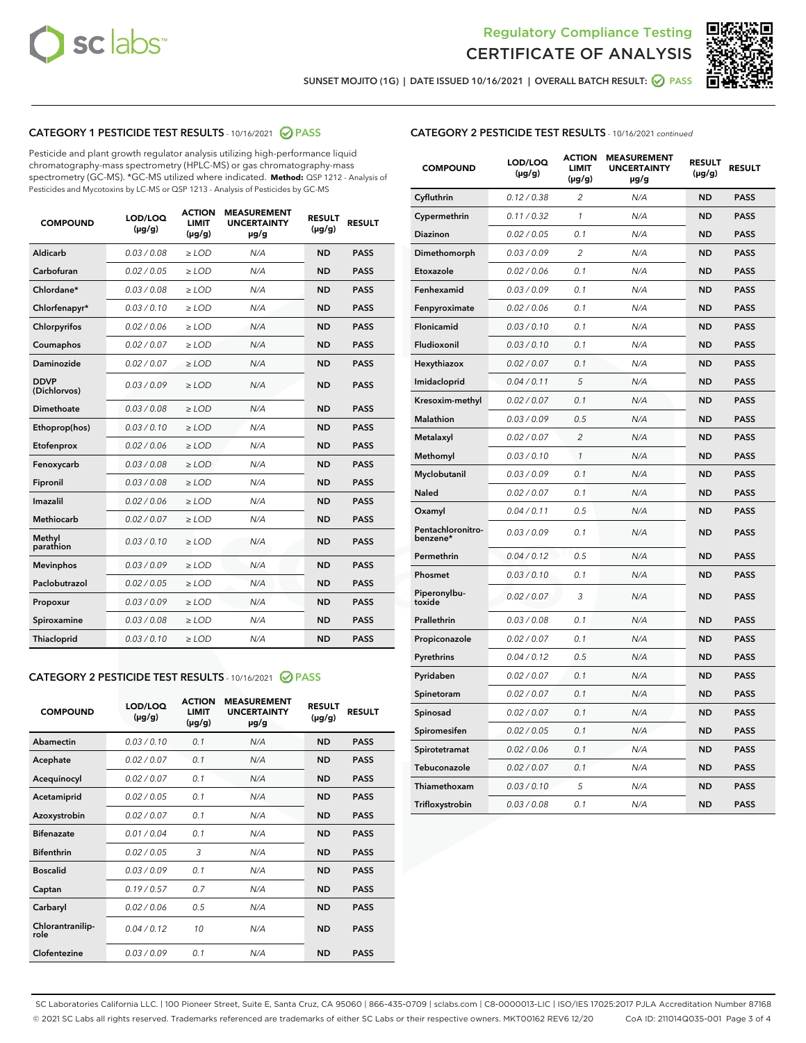Regulatory Compliance Testing
CERTIFICATE OF ANALYSIS

SUNSET MOJITO (1G) | DATE ISSUED 10/16/2021 | OVERALL BATCH RESULT: PASS

## CATEGORY 1 PESTICIDE TEST RESULTS - 10/16/2021 PASS

Pesticide and plant growth regulator analysis utilizing high-performance liquid chromatography-mass spectrometry (HPLC-MS) or gas chromatography-mass spectrometry (GC-MS). *GC-MS utilized where indicated. **Method:** QSP 1212 - Analysis of Pesticides and Mycotoxins by LC-MS or QSP 1213 - Analysis of Pesticides by GC-MS

| COMPOUND | LOD/LOQ (µg/g) | ACTION LIMIT (µg/g) | MEASUREMENT UNCERTAINTY µg/g | RESULT (µg/g) | RESULT |
|---|---|---|---|---|---|
| Aldicarb | 0.03 / 0.08 | ≥ LOD | N/A | ND | PASS |
| Carbofuran | 0.02 / 0.05 | ≥ LOD | N/A | ND | PASS |
| Chlordane* | 0.03 / 0.08 | ≥ LOD | N/A | ND | PASS |
| Chlorfenapyr* | 0.03 / 0.10 | ≥ LOD | N/A | ND | PASS |
| Chlorpyrifos | 0.02 / 0.06 | ≥ LOD | N/A | ND | PASS |
| Coumaphos | 0.02 / 0.07 | ≥ LOD | N/A | ND | PASS |
| Daminozide | 0.02 / 0.07 | ≥ LOD | N/A | ND | PASS |
| DDVP (Dichlorvos) | 0.03 / 0.09 | ≥ LOD | N/A | ND | PASS |
| Dimethoate | 0.03 / 0.08 | ≥ LOD | N/A | ND | PASS |
| Ethoprop(hos) | 0.03 / 0.10 | ≥ LOD | N/A | ND | PASS |
| Etofenprox | 0.02 / 0.06 | ≥ LOD | N/A | ND | PASS |
| Fenoxycarb | 0.03 / 0.08 | ≥ LOD | N/A | ND | PASS |
| Fipronil | 0.03 / 0.08 | ≥ LOD | N/A | ND | PASS |
| Imazalil | 0.02 / 0.06 | ≥ LOD | N/A | ND | PASS |
| Methiocarb | 0.02 / 0.07 | ≥ LOD | N/A | ND | PASS |
| Methyl parathion | 0.03 / 0.10 | ≥ LOD | N/A | ND | PASS |
| Mevinphos | 0.03 / 0.09 | ≥ LOD | N/A | ND | PASS |
| Paclobutrazol | 0.02 / 0.05 | ≥ LOD | N/A | ND | PASS |
| Propoxur | 0.03 / 0.09 | ≥ LOD | N/A | ND | PASS |
| Spiroxamine | 0.03 / 0.08 | ≥ LOD | N/A | ND | PASS |
| Thiacloprid | 0.03 / 0.10 | ≥ LOD | N/A | ND | PASS |

## CATEGORY 2 PESTICIDE TEST RESULTS - 10/16/2021 PASS

| COMPOUND | LOD/LOQ (µg/g) | ACTION LIMIT (µg/g) | MEASUREMENT UNCERTAINTY µg/g | RESULT (µg/g) | RESULT |
|---|---|---|---|---|---|
| Abamectin | 0.03 / 0.10 | 0.1 | N/A | ND | PASS |
| Acephate | 0.02 / 0.07 | 0.1 | N/A | ND | PASS |
| Acequinocyl | 0.02 / 0.07 | 0.1 | N/A | ND | PASS |
| Acetamiprid | 0.02 / 0.05 | 0.1 | N/A | ND | PASS |
| Azoxystrobin | 0.02 / 0.07 | 0.1 | N/A | ND | PASS |
| Bifenazate | 0.01 / 0.04 | 0.1 | N/A | ND | PASS |
| Bifenthrin | 0.02 / 0.05 | 3 | N/A | ND | PASS |
| Boscalid | 0.03 / 0.09 | 0.1 | N/A | ND | PASS |
| Captan | 0.19 / 0.57 | 0.7 | N/A | ND | PASS |
| Carbaryl | 0.02 / 0.06 | 0.5 | N/A | ND | PASS |
| Chlorantraniliprole | 0.04 / 0.12 | 10 | N/A | ND | PASS |
| Clofentezine | 0.03 / 0.09 | 0.1 | N/A | ND | PASS |
| Cyfluthrin | 0.12 / 0.38 | 2 | N/A | ND | PASS |
| Cypermethrin | 0.11 / 0.32 | 1 | N/A | ND | PASS |
| Diazinon | 0.02 / 0.05 | 0.1 | N/A | ND | PASS |
| Dimethomorph | 0.03 / 0.09 | 2 | N/A | ND | PASS |
| Etoxazole | 0.02 / 0.06 | 0.1 | N/A | ND | PASS |
| Fenhexamid | 0.03 / 0.09 | 0.1 | N/A | ND | PASS |
| Fenpyroximate | 0.02 / 0.06 | 0.1 | N/A | ND | PASS |
| Flonicamid | 0.03 / 0.10 | 0.1 | N/A | ND | PASS |
| Fludioxonil | 0.03 / 0.10 | 0.1 | N/A | ND | PASS |
| Hexythiazox | 0.02 / 0.07 | 0.1 | N/A | ND | PASS |
| Imidacloprid | 0.04 / 0.11 | 5 | N/A | ND | PASS |
| Kresoxim-methyl | 0.02 / 0.07 | 0.1 | N/A | ND | PASS |
| Malathion | 0.03 / 0.09 | 0.5 | N/A | ND | PASS |
| Metalaxyl | 0.02 / 0.07 | 2 | N/A | ND | PASS |
| Methomyl | 0.03 / 0.10 | 1 | N/A | ND | PASS |
| Myclobutanil | 0.03 / 0.09 | 0.1 | N/A | ND | PASS |
| Naled | 0.02 / 0.07 | 0.1 | N/A | ND | PASS |
| Oxamyl | 0.04 / 0.11 | 0.5 | N/A | ND | PASS |
| Pentachloronitrobenzene* | 0.03 / 0.09 | 0.1 | N/A | ND | PASS |
| Permethrin | 0.04 / 0.12 | 0.5 | N/A | ND | PASS |
| Phosmet | 0.03 / 0.10 | 0.1 | N/A | ND | PASS |
| Piperonylbutoxide | 0.02 / 0.07 | 3 | N/A | ND | PASS |
| Prallethrin | 0.03 / 0.08 | 0.1 | N/A | ND | PASS |
| Propiconazole | 0.02 / 0.07 | 0.1 | N/A | ND | PASS |
| Pyrethrins | 0.04 / 0.12 | 0.5 | N/A | ND | PASS |
| Pyridaben | 0.02 / 0.07 | 0.1 | N/A | ND | PASS |
| Spinetoram | 0.02 / 0.07 | 0.1 | N/A | ND | PASS |
| Spinosad | 0.02 / 0.07 | 0.1 | N/A | ND | PASS |
| Spiromesifen | 0.02 / 0.05 | 0.1 | N/A | ND | PASS |
| Spirotetramat | 0.02 / 0.06 | 0.1 | N/A | ND | PASS |
| Tebuconazole | 0.02 / 0.07 | 0.1 | N/A | ND | PASS |
| Thiamethoxam | 0.03 / 0.10 | 5 | N/A | ND | PASS |
| Trifloxystrobin | 0.03 / 0.08 | 0.1 | N/A | ND | PASS |

SC Laboratories California LLC. | 100 Pioneer Street, Suite E, Santa Cruz, CA 95060 | 866-435-0709 | sclabs.com | C8-0000013-LIC | ISO/IES 17025:2017 PJLA Accreditation Number 87168
© 2021 SC Labs all rights reserved. Trademarks referenced are trademarks of either SC Labs or their respective owners. MKT00162 REV6 12/20 CoA ID: 211014Q035-001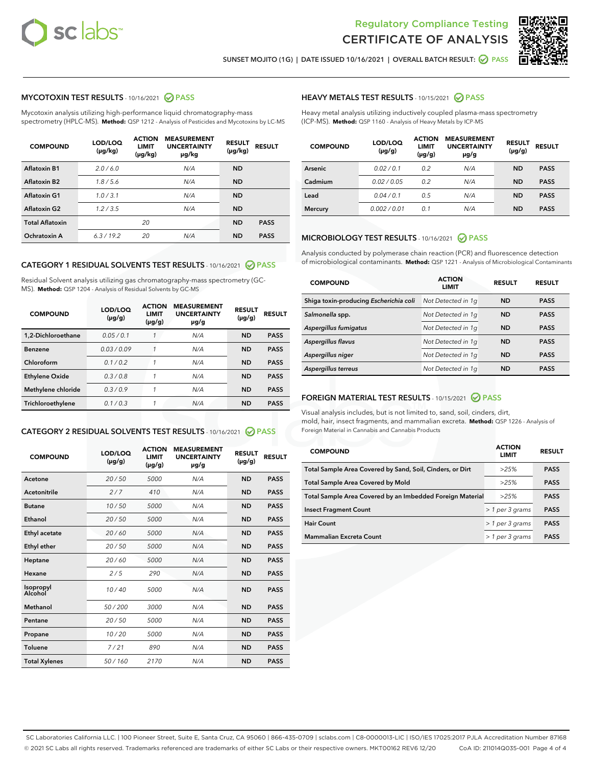Regulatory Compliance Testing
CERTIFICATE OF ANALYSIS

SUNSET MOJITO (1G) | DATE ISSUED 10/16/2021 | OVERALL BATCH RESULT: PASS

## MYCOTOXIN TEST RESULTS - 10/16/2021 PASS

Mycotoxin analysis utilizing high-performance liquid chromatography-mass spectrometry (HPLC-MS). **Method:** QSP 1212 - Analysis of Pesticides and Mycotoxins by LC-MS

| COMPOUND | LOD/LOQ (μg/kg) | ACTION LIMIT (μg/kg) | MEASUREMENT UNCERTAINTY μg/kg | RESULT (μg/kg) | RESULT |
|---|---|---|---|---|---|
| Aflatoxin B1 | 2.0 / 6.0 | | N/A | ND | |
| Aflatoxin B2 | 1.8 / 5.6 | | N/A | ND | |
| Aflatoxin G1 | 1.0 / 3.1 | | N/A | ND | |
| Aflatoxin G2 | 1.2 / 3.5 | | N/A | ND | |
| Total Aflatoxin | | 20 | | ND | PASS |
| Ochratoxin A | 6.3 / 19.2 | 20 | N/A | ND | PASS |

## CATEGORY 1 RESIDUAL SOLVENTS TEST RESULTS - 10/16/2021 PASS

Residual Solvent analysis utilizing gas chromatography-mass spectrometry (GC-MS). **Method:** QSP 1204 - Analysis of Residual Solvents by GC-MS

| COMPOUND | LOD/LOQ (μg/g) | ACTION LIMIT (μg/g) | MEASUREMENT UNCERTAINTY μg/g | RESULT (μg/g) | RESULT |
|---|---|---|---|---|---|
| 1,2-Dichloroethane | 0.05 / 0.1 | 1 | N/A | ND | PASS |
| Benzene | 0.03 / 0.09 | 1 | N/A | ND | PASS |
| Chloroform | 0.1 / 0.2 | 1 | N/A | ND | PASS |
| Ethylene Oxide | 0.3 / 0.8 | 1 | N/A | ND | PASS |
| Methylene chloride | 0.3 / 0.9 | 1 | N/A | ND | PASS |
| Trichloroethylene | 0.1 / 0.3 | 1 | N/A | ND | PASS |

## CATEGORY 2 RESIDUAL SOLVENTS TEST RESULTS - 10/16/2021 PASS

| COMPOUND | LOD/LOQ (μg/g) | ACTION LIMIT (μg/g) | MEASUREMENT UNCERTAINTY μg/g | RESULT (μg/g) | RESULT |
|---|---|---|---|---|---|
| Acetone | 20 / 50 | 5000 | N/A | ND | PASS |
| Acetonitrile | 2 / 7 | 410 | N/A | ND | PASS |
| Butane | 10 / 50 | 5000 | N/A | ND | PASS |
| Ethanol | 20 / 50 | 5000 | N/A | ND | PASS |
| Ethyl acetate | 20 / 60 | 5000 | N/A | ND | PASS |
| Ethyl ether | 20 / 50 | 5000 | N/A | ND | PASS |
| Heptane | 20 / 60 | 5000 | N/A | ND | PASS |
| Hexane | 2 / 5 | 290 | N/A | ND | PASS |
| Isopropyl Alcohol | 10 / 40 | 5000 | N/A | ND | PASS |
| Methanol | 50 / 200 | 3000 | N/A | ND | PASS |
| Pentane | 20 / 50 | 5000 | N/A | ND | PASS |
| Propane | 10 / 20 | 5000 | N/A | ND | PASS |
| Toluene | 7 / 21 | 890 | N/A | ND | PASS |
| Total Xylenes | 50 / 160 | 2170 | N/A | ND | PASS |

## HEAVY METALS TEST RESULTS - 10/15/2021 PASS

Heavy metal analysis utilizing inductively coupled plasma-mass spectrometry (ICP-MS). **Method:** QSP 1160 - Analysis of Heavy Metals by ICP-MS

| COMPOUND | LOD/LOQ (μg/g) | ACTION LIMIT (μg/g) | MEASUREMENT UNCERTAINTY μg/g | RESULT (μg/g) | RESULT |
|---|---|---|---|---|---|
| Arsenic | 0.02 / 0.1 | 0.2 | N/A | ND | PASS |
| Cadmium | 0.02 / 0.05 | 0.2 | N/A | ND | PASS |
| Lead | 0.04 / 0.1 | 0.5 | N/A | ND | PASS |
| Mercury | 0.002 / 0.01 | 0.1 | N/A | ND | PASS |

## MICROBIOLOGY TEST RESULTS - 10/16/2021 PASS

Analysis conducted by polymerase chain reaction (PCR) and fluorescence detection of microbiological contaminants. **Method:** QSP 1221 - Analysis of Microbiological Contaminants

| COMPOUND | ACTION LIMIT | RESULT | RESULT |
|---|---|---|---|
| Shiga toxin-producing *Escherichia coli* | Not Detected in 1g | ND | PASS |
| *Salmonella* spp. | Not Detected in 1g | ND | PASS |
| *Aspergillus fumigatus* | Not Detected in 1g | ND | PASS |
| *Aspergillus flavus* | Not Detected in 1g | ND | PASS |
| *Aspergillus niger* | Not Detected in 1g | ND | PASS |
| *Aspergillus terreus* | Not Detected in 1g | ND | PASS |

## FOREIGN MATERIAL TEST RESULTS - 10/15/2021 PASS

Visual analysis includes, but is not limited to, sand, soil, cinders, dirt, mold, hair, insect fragments, and mammalian excreta. **Method:** QSP 1226 - Analysis of Foreign Material in Cannabis and Cannabis Products

| COMPOUND | ACTION LIMIT | RESULT |
|---|---|---|
| Total Sample Area Covered by Sand, Soil, Cinders, or Dirt | >25% | PASS |
| Total Sample Area Covered by Mold | >25% | PASS |
| Total Sample Area Covered by an Imbedded Foreign Material | >25% | PASS |
| Insect Fragment Count | > 1 per 3 grams | PASS |
| Hair Count | > 1 per 3 grams | PASS |
| Mammalian Excreta Count | > 1 per 3 grams | PASS |

SC Laboratories California LLC. | 100 Pioneer Street, Suite E, Santa Cruz, CA 95060 | 866-435-0709 | sclabs.com | C8-0000013-LIC | ISO/IES 17025:2017 PJLA Accreditation Number 87168
© 2021 SC Labs all rights reserved. Trademarks referenced are trademarks of either SC Labs or their respective owners. MKT00162 REV6 12/20 CoA ID: 211014Q035-001